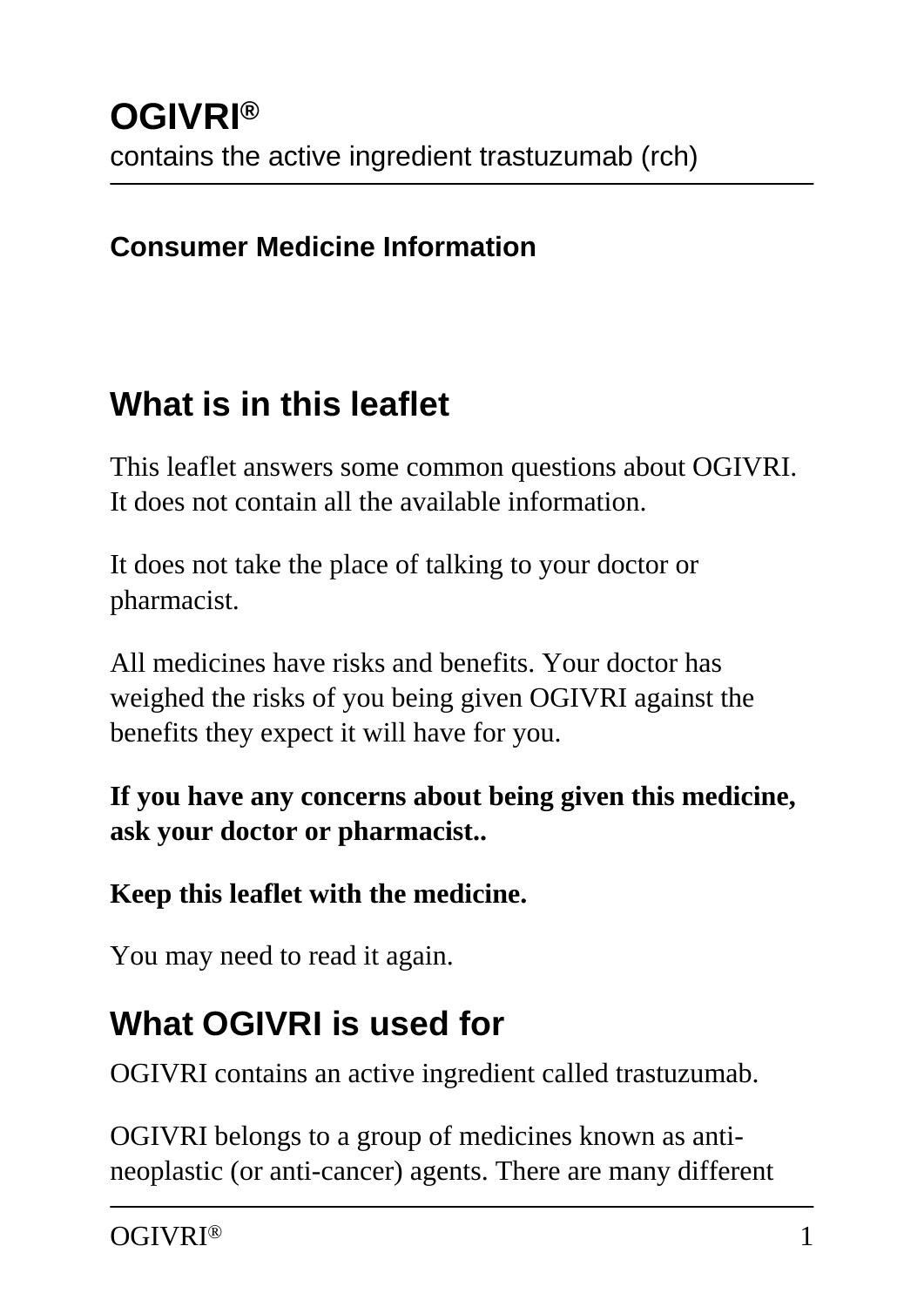# OGIVRI®

contains the active ingredient trastuzumab (rch)

**Consumer Medicine Information**

## What is in this leaflet

This leaflet answers some common questions about OGIVRI. It does not contain all the available information.

It does not take the place of talking to your doctor or pharmacist.

All medicines have risks and benefits. Your doctor has weighed the risks of you being given OGIVRI against the benefits they expect it will have for you.

**If you have any concerns about being given this medicine, ask your doctor or pharmacist..**

**Keep this leaflet with the medicine.**

You may need to read it again.

## What OGIVRI is used for

OGIVRI contains an active ingredient called trastuzumab.

OGIVRI belongs to a group of medicines known as anti-neoplastic (or anti-cancer) agents. There are many different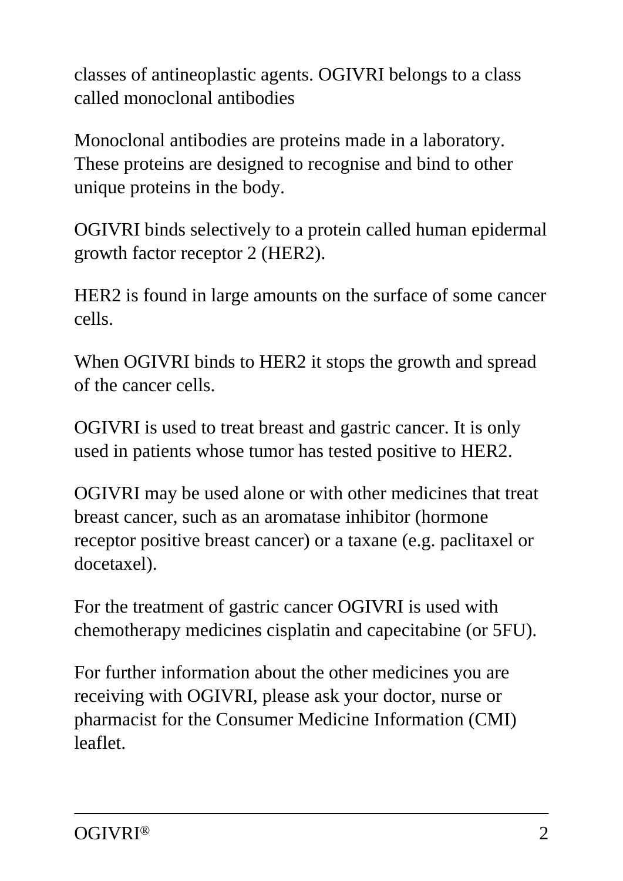classes of antineoplastic agents. OGIVRI belongs to a class called monoclonal antibodies

Monoclonal antibodies are proteins made in a laboratory. These proteins are designed to recognise and bind to other unique proteins in the body.

OGIVRI binds selectively to a protein called human epidermal growth factor receptor 2 (HER2).

HER2 is found in large amounts on the surface of some cancer cells.

When OGIVRI binds to HER2 it stops the growth and spread of the cancer cells.

OGIVRI is used to treat breast and gastric cancer. It is only used in patients whose tumor has tested positive to HER2.

OGIVRI may be used alone or with other medicines that treat breast cancer, such as an aromatase inhibitor (hormone receptor positive breast cancer) or a taxane (e.g. paclitaxel or docetaxel).

For the treatment of gastric cancer OGIVRI is used with chemotherapy medicines cisplatin and capecitabine (or 5FU).

For further information about the other medicines you are receiving with OGIVRI, please ask your doctor, nurse or pharmacist for the Consumer Medicine Information (CMI) leaflet.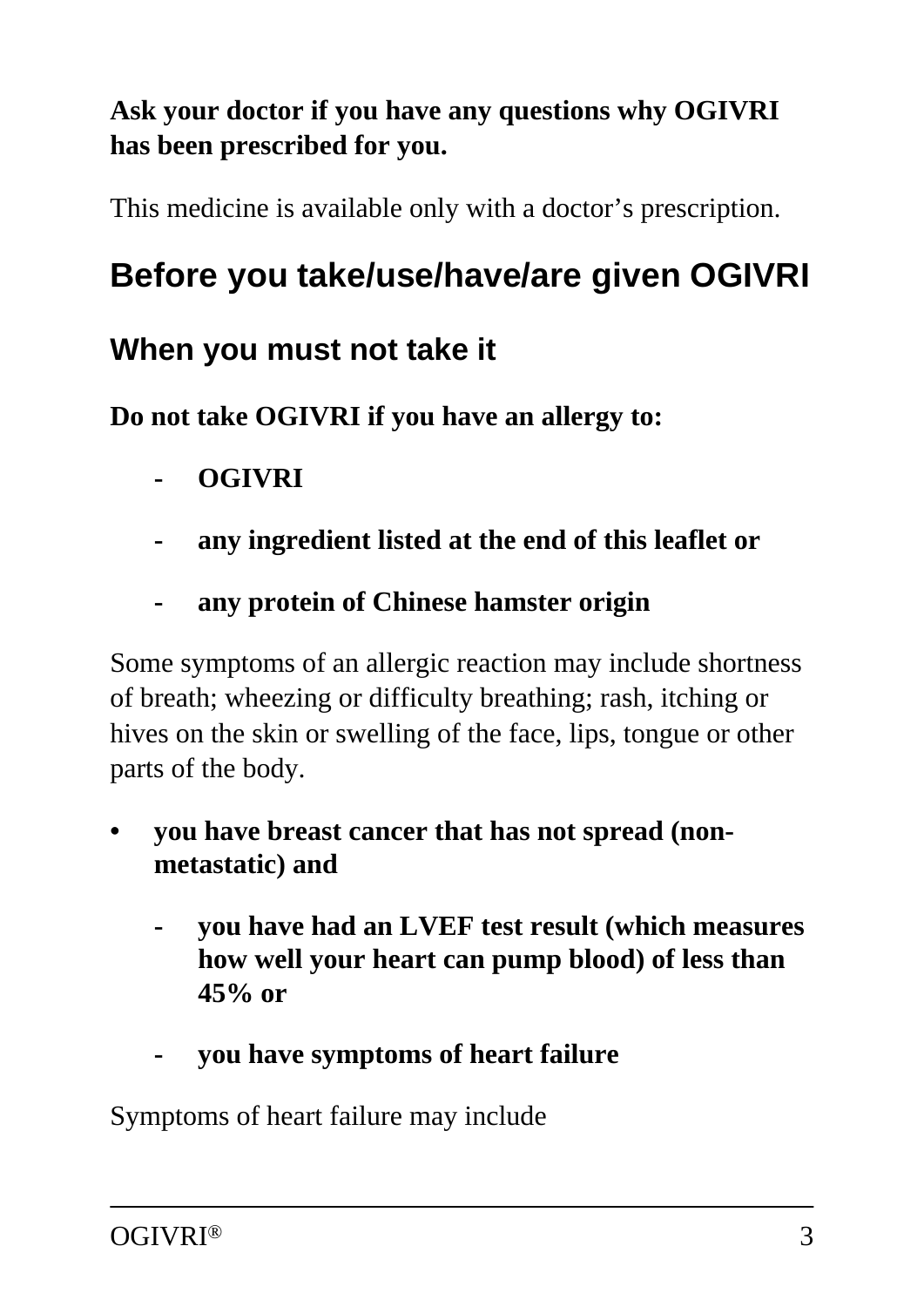**Ask your doctor if you have any questions why OGIVRI has been prescribed for you.**

This medicine is available only with a doctor's prescription.

# Before you take/use/have/are given OGIVRI

## When you must not take it

**Do not take OGIVRI if you have an allergy to:**

- **OGIVRI**
- **any ingredient listed at the end of this leaflet or**
- **any protein of Chinese hamster origin**

Some symptoms of an allergic reaction may include shortness of breath; wheezing or difficulty breathing; rash, itching or hives on the skin or swelling of the face, lips, tongue or other parts of the body.

- **you have breast cancer that has not spread (non-metastatic) and**
  - **you have had an LVEF test result (which measures how well your heart can pump blood) of less than 45% or**
  - **you have symptoms of heart failure**

Symptoms of heart failure may include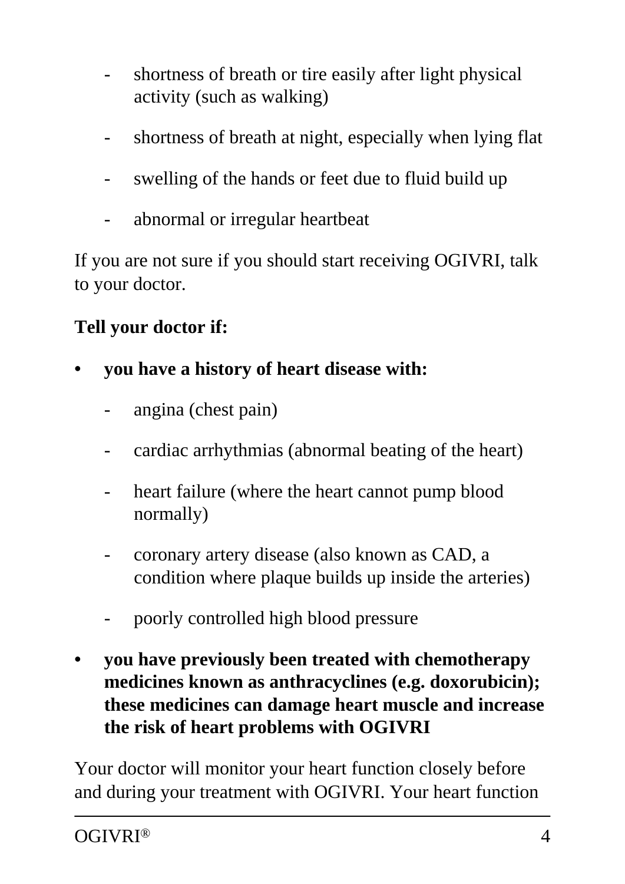- shortness of breath or tire easily after light physical activity (such as walking)
  - shortness of breath at night, especially when lying flat
  - swelling of the hands or feet due to fluid build up
  - abnormal or irregular heartbeat

If you are not sure if you should start receiving OGIVRI, talk to your doctor.

**Tell your doctor if:**

- **you have a history of heart disease with:**
  - angina (chest pain)
  - cardiac arrhythmias (abnormal beating of the heart)
  - heart failure (where the heart cannot pump blood normally)
  - coronary artery disease (also known as CAD, a condition where plaque builds up inside the arteries)
  - poorly controlled high blood pressure
- **you have previously been treated with chemotherapy medicines known as anthracyclines (e.g. doxorubicin); these medicines can damage heart muscle and increase the risk of heart problems with OGIVRI**

Your doctor will monitor your heart function closely before and during your treatment with OGIVRI. Your heart function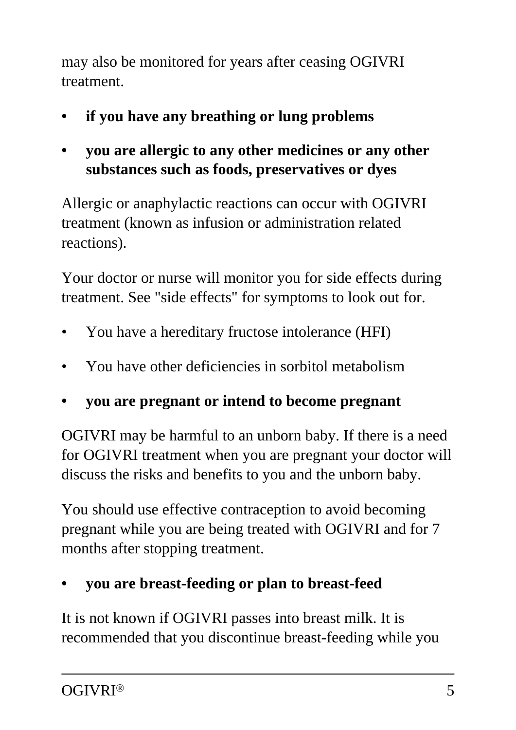may also be monitored for years after ceasing OGIVRI treatment.

- **if you have any breathing or lung problems**
- **you are allergic to any other medicines or any other substances such as foods, preservatives or dyes**

Allergic or anaphylactic reactions can occur with OGIVRI treatment (known as infusion or administration related reactions).

Your doctor or nurse will monitor you for side effects during treatment. See "side effects" for symptoms to look out for.

- You have a hereditary fructose intolerance (HFI)
- You have other deficiencies in sorbitol metabolism
- **you are pregnant or intend to become pregnant**

OGIVRI may be harmful to an unborn baby. If there is a need for OGIVRI treatment when you are pregnant your doctor will discuss the risks and benefits to you and the unborn baby.

You should use effective contraception to avoid becoming pregnant while you are being treated with OGIVRI and for 7 months after stopping treatment.

- **you are breast-feeding or plan to breast-feed**

It is not known if OGIVRI passes into breast milk. It is recommended that you discontinue breast-feeding while you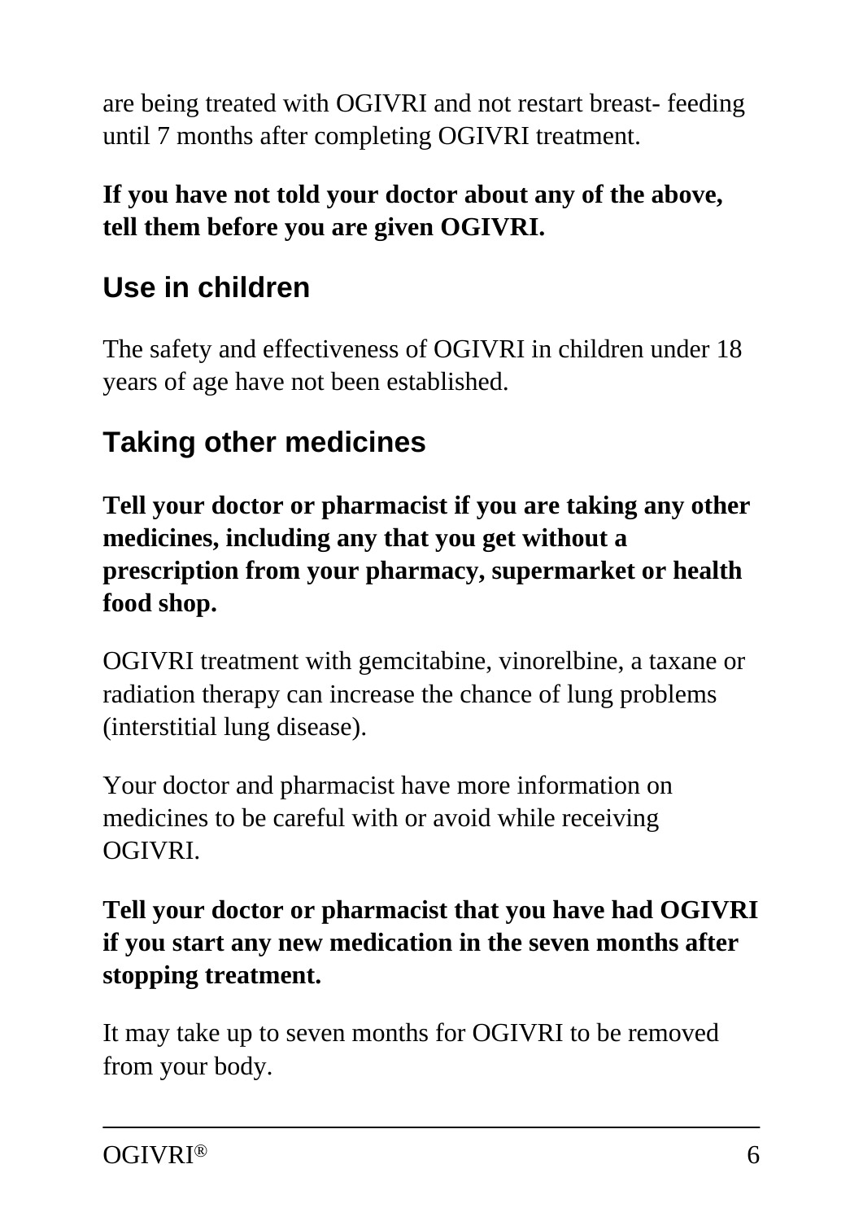are being treated with OGIVRI and not restart breast- feeding until 7 months after completing OGIVRI treatment.

**If you have not told your doctor about any of the above, tell them before you are given OGIVRI.**

## Use in children

The safety and effectiveness of OGIVRI in children under 18 years of age have not been established.

## Taking other medicines

**Tell your doctor or pharmacist if you are taking any other medicines, including any that you get without a prescription from your pharmacy, supermarket or health food shop.**

OGIVRI treatment with gemcitabine, vinorelbine, a taxane or radiation therapy can increase the chance of lung problems (interstitial lung disease).

Your doctor and pharmacist have more information on medicines to be careful with or avoid while receiving OGIVRI.

**Tell your doctor or pharmacist that you have had OGIVRI if you start any new medication in the seven months after stopping treatment.**

It may take up to seven months for OGIVRI to be removed from your body.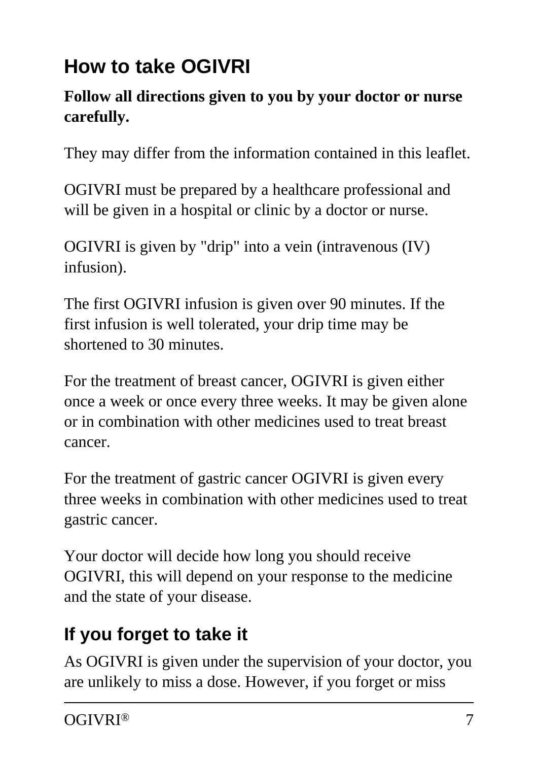## How to take OGIVRI

**Follow all directions given to you by your doctor or nurse carefully.**

They may differ from the information contained in this leaflet.

OGIVRI must be prepared by a healthcare professional and will be given in a hospital or clinic by a doctor or nurse.

OGIVRI is given by "drip" into a vein (intravenous (IV) infusion).

The first OGIVRI infusion is given over 90 minutes. If the first infusion is well tolerated, your drip time may be shortened to 30 minutes.

For the treatment of breast cancer, OGIVRI is given either once a week or once every three weeks. It may be given alone or in combination with other medicines used to treat breast cancer.

For the treatment of gastric cancer OGIVRI is given every three weeks in combination with other medicines used to treat gastric cancer.

Your doctor will decide how long you should receive OGIVRI, this will depend on your response to the medicine and the state of your disease.

## If you forget to take it

As OGIVRI is given under the supervision of your doctor, you are unlikely to miss a dose. However, if you forget or miss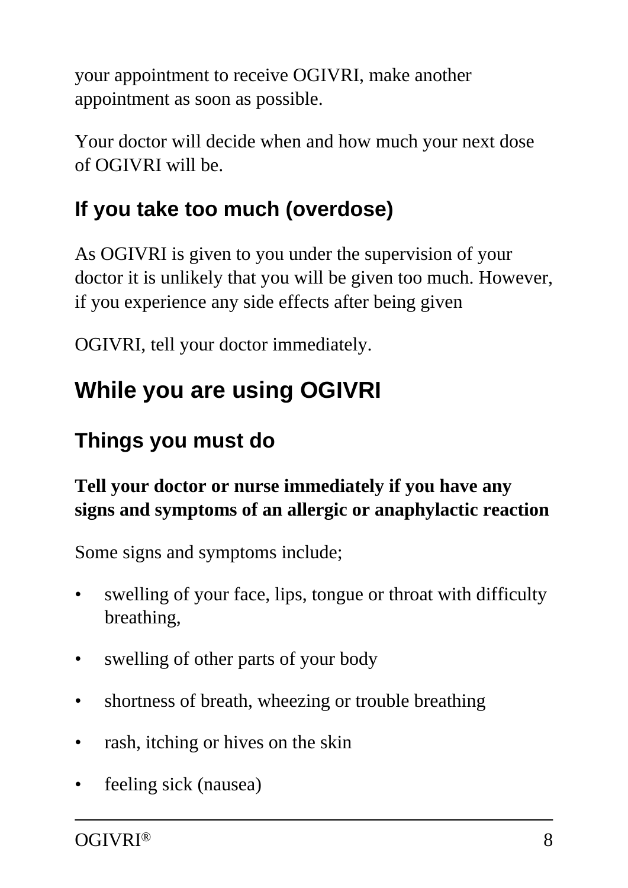your appointment to receive OGIVRI, make another appointment as soon as possible.

Your doctor will decide when and how much your next dose of OGIVRI will be.

### If you take too much (overdose)

As OGIVRI is given to you under the supervision of your doctor it is unlikely that you will be given too much. However, if you experience any side effects after being given

OGIVRI, tell your doctor immediately.

## While you are using OGIVRI

### Things you must do

**Tell your doctor or nurse immediately if you have any signs and symptoms of an allergic or anaphylactic reaction**

Some signs and symptoms include;

- swelling of your face, lips, tongue or throat with difficulty breathing,
- swelling of other parts of your body
- shortness of breath, wheezing or trouble breathing
- rash, itching or hives on the skin
- feeling sick (nausea)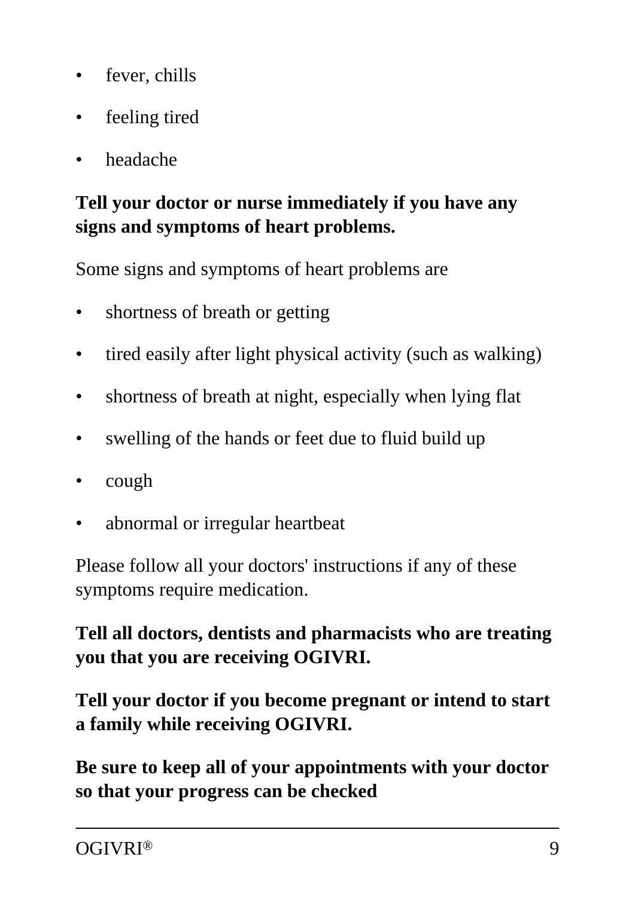- fever, chills
- feeling tired
- headache

**Tell your doctor or nurse immediately if you have any signs and symptoms of heart problems.**

Some signs and symptoms of heart problems are

- shortness of breath or getting
- tired easily after light physical activity (such as walking)
- shortness of breath at night, especially when lying flat
- swelling of the hands or feet due to fluid build up
- cough
- abnormal or irregular heartbeat

Please follow all your doctors' instructions if any of these symptoms require medication.

**Tell all doctors, dentists and pharmacists who are treating you that you are receiving OGIVRI.**

**Tell your doctor if you become pregnant or intend to start a family while receiving OGIVRI.**

**Be sure to keep all of your appointments with your doctor so that your progress can be checked**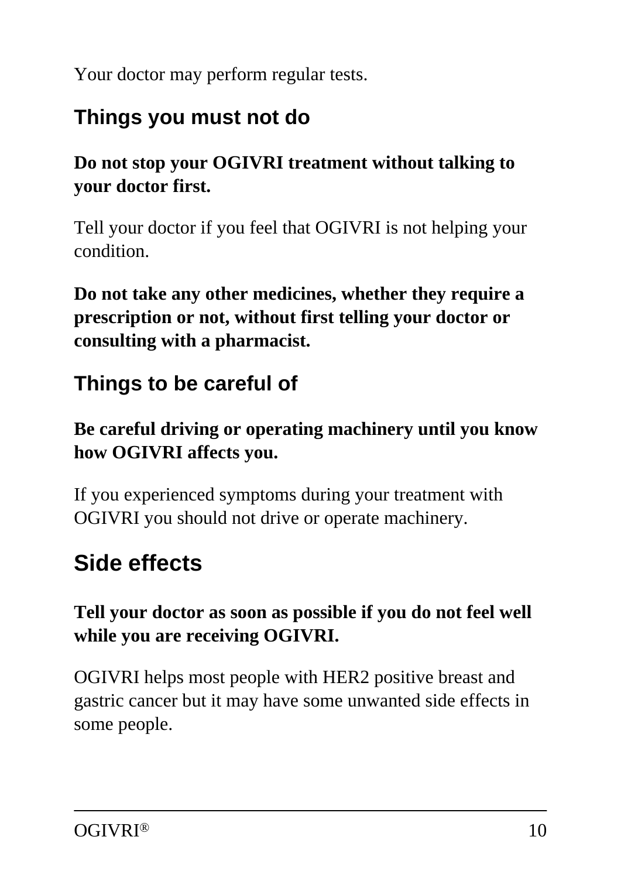Your doctor may perform regular tests.

### Things you must not do

**Do not stop your OGIVRI treatment without talking to your doctor first.**

Tell your doctor if you feel that OGIVRI is not helping your condition.

**Do not take any other medicines, whether they require a prescription or not, without first telling your doctor or consulting with a pharmacist.**

### Things to be careful of

**Be careful driving or operating machinery until you know how OGIVRI affects you.**

If you experienced symptoms during your treatment with OGIVRI you should not drive or operate machinery.

## Side effects

**Tell your doctor as soon as possible if you do not feel well while you are receiving OGIVRI.**

OGIVRI helps most people with HER2 positive breast and gastric cancer but it may have some unwanted side effects in some people.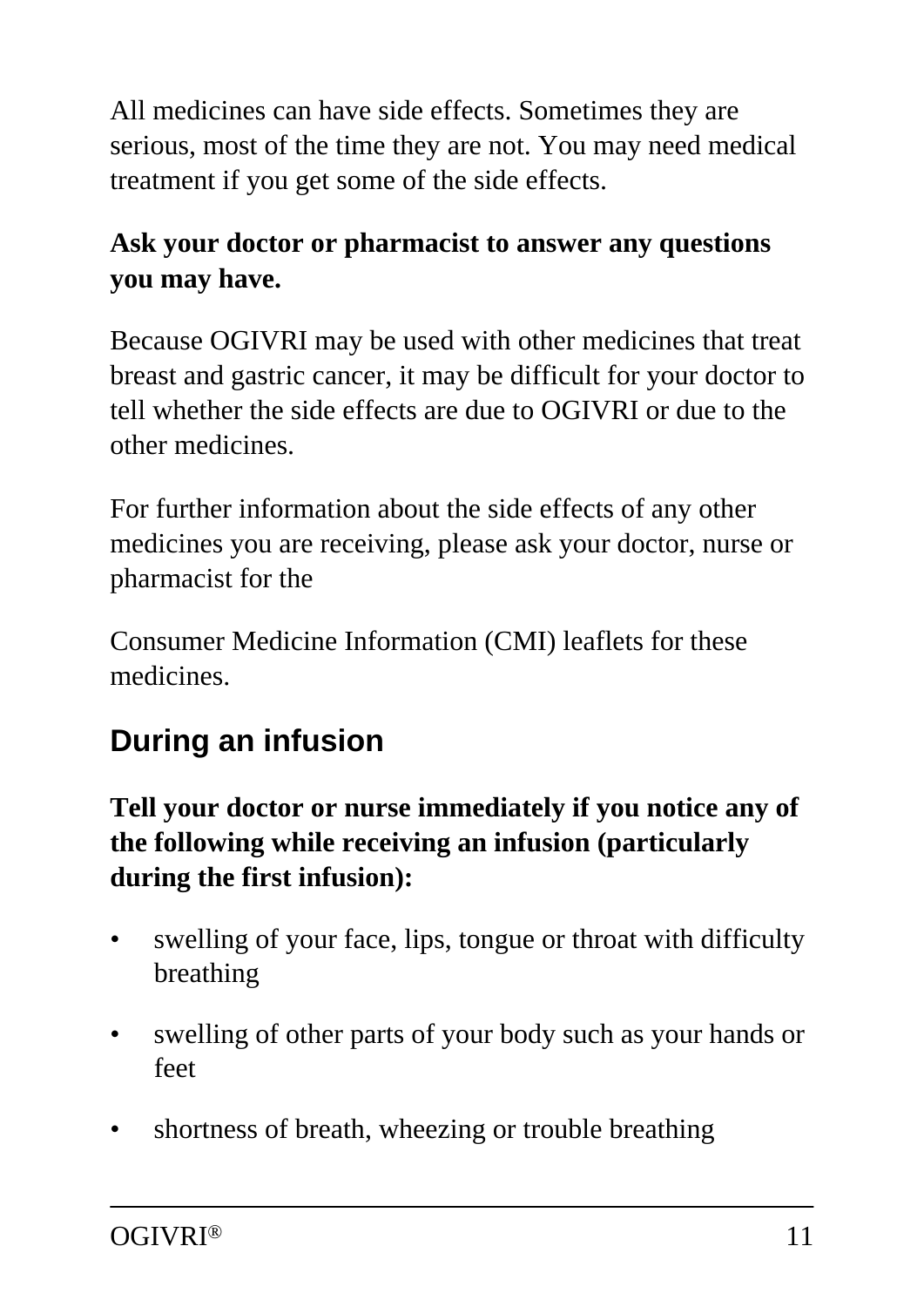All medicines can have side effects. Sometimes they are serious, most of the time they are not. You may need medical treatment if you get some of the side effects.

**Ask your doctor or pharmacist to answer any questions you may have.**

Because OGIVRI may be used with other medicines that treat breast and gastric cancer, it may be difficult for your doctor to tell whether the side effects are due to OGIVRI or due to the other medicines.

For further information about the side effects of any other medicines you are receiving, please ask your doctor, nurse or pharmacist for the

Consumer Medicine Information (CMI) leaflets for these medicines.

## During an infusion

**Tell your doctor or nurse immediately if you notice any of the following while receiving an infusion (particularly during the first infusion):**

- swelling of your face, lips, tongue or throat with difficulty breathing
- swelling of other parts of your body such as your hands or feet
- shortness of breath, wheezing or trouble breathing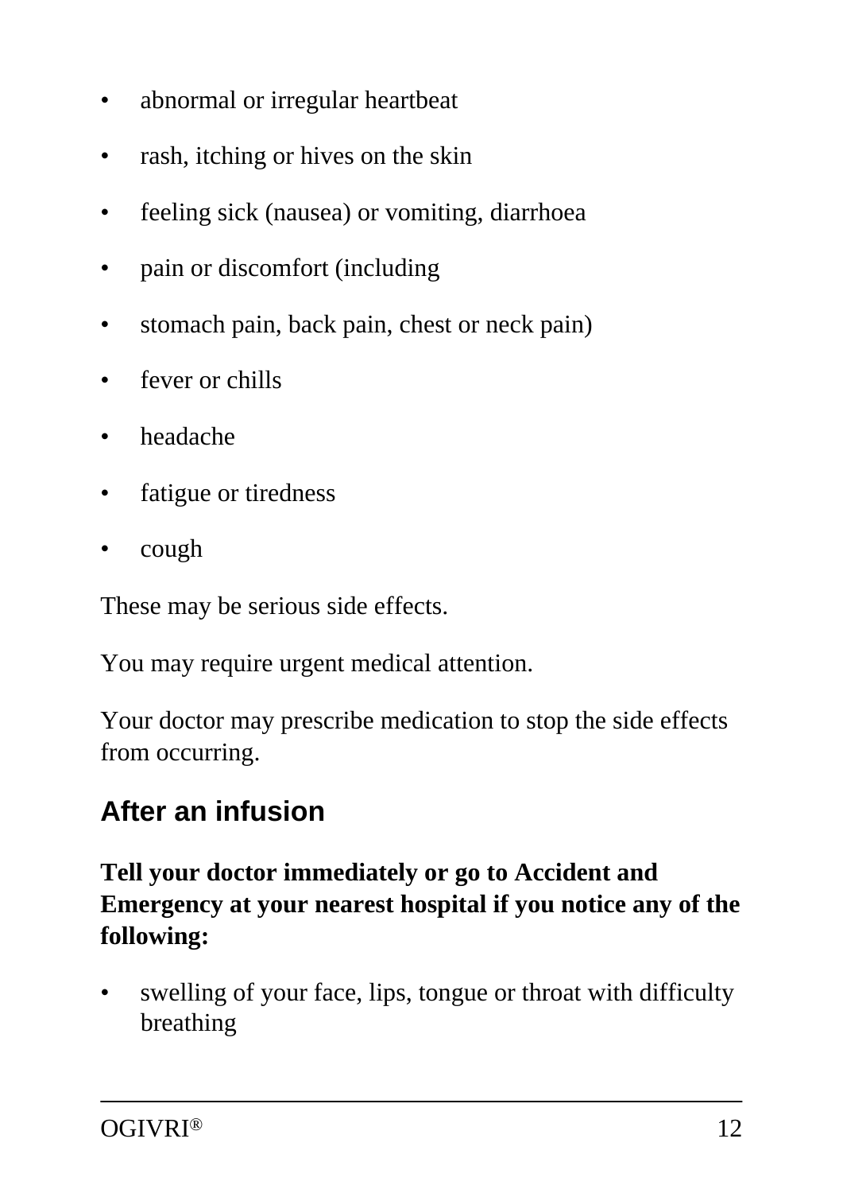- abnormal or irregular heartbeat
- rash, itching or hives on the skin
- feeling sick (nausea) or vomiting, diarrhoea
- pain or discomfort (including
- stomach pain, back pain, chest or neck pain)
- fever or chills
- headache
- fatigue or tiredness
- cough

These may be serious side effects.

You may require urgent medical attention.

Your doctor may prescribe medication to stop the side effects from occurring.

## After an infusion

**Tell your doctor immediately or go to Accident and Emergency at your nearest hospital if you notice any of the following:**

- swelling of your face, lips, tongue or throat with difficulty breathing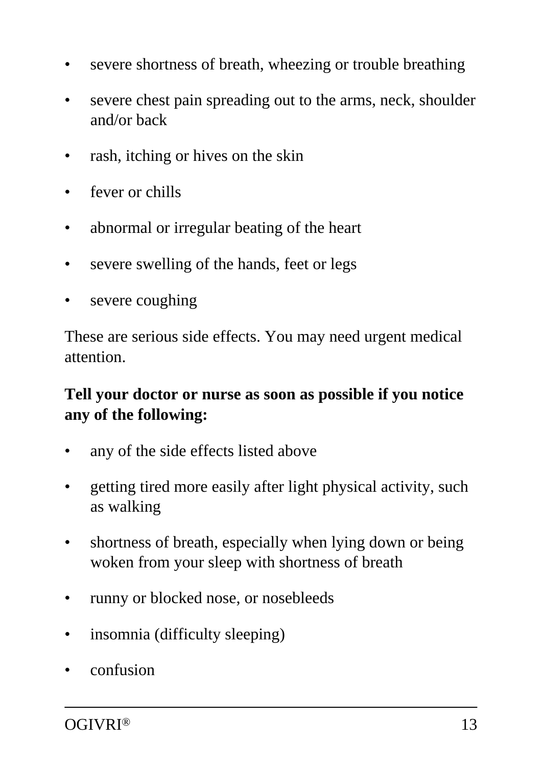- severe shortness of breath, wheezing or trouble breathing
- severe chest pain spreading out to the arms, neck, shoulder and/or back
- rash, itching or hives on the skin
- fever or chills
- abnormal or irregular beating of the heart
- severe swelling of the hands, feet or legs
- severe coughing

These are serious side effects. You may need urgent medical attention.

**Tell your doctor or nurse as soon as possible if you notice any of the following:**

- any of the side effects listed above
- getting tired more easily after light physical activity, such as walking
- shortness of breath, especially when lying down or being woken from your sleep with shortness of breath
- runny or blocked nose, or nosebleeds
- insomnia (difficulty sleeping)
- confusion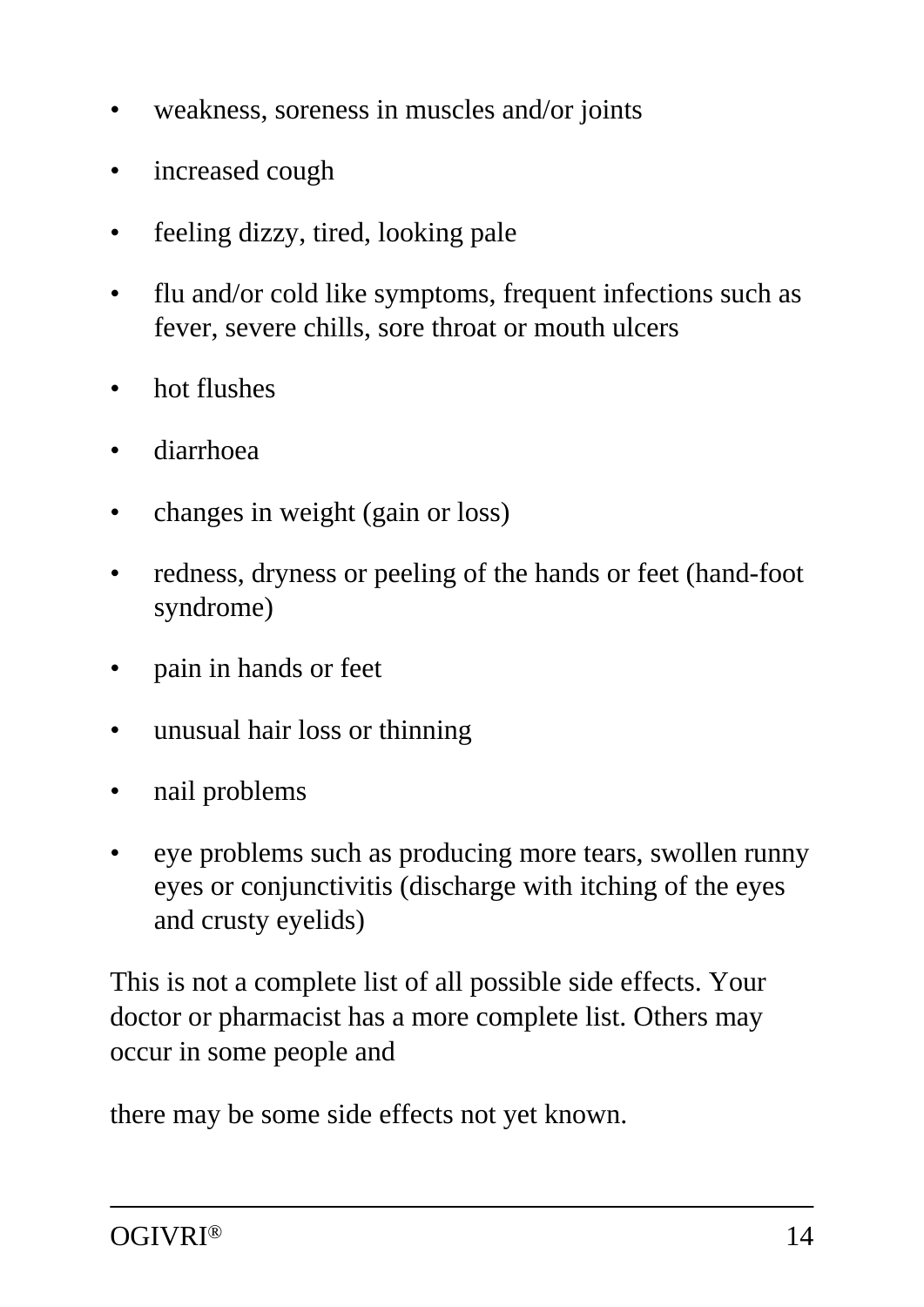- weakness, soreness in muscles and/or joints
- increased cough
- feeling dizzy, tired, looking pale
- flu and/or cold like symptoms, frequent infections such as fever, severe chills, sore throat or mouth ulcers
- hot flushes
- diarrhoea
- changes in weight (gain or loss)
- redness, dryness or peeling of the hands or feet (hand-foot syndrome)
- pain in hands or feet
- unusual hair loss or thinning
- nail problems
- eye problems such as producing more tears, swollen runny eyes or conjunctivitis (discharge with itching of the eyes and crusty eyelids)

This is not a complete list of all possible side effects. Your doctor or pharmacist has a more complete list. Others may occur in some people and

there may be some side effects not yet known.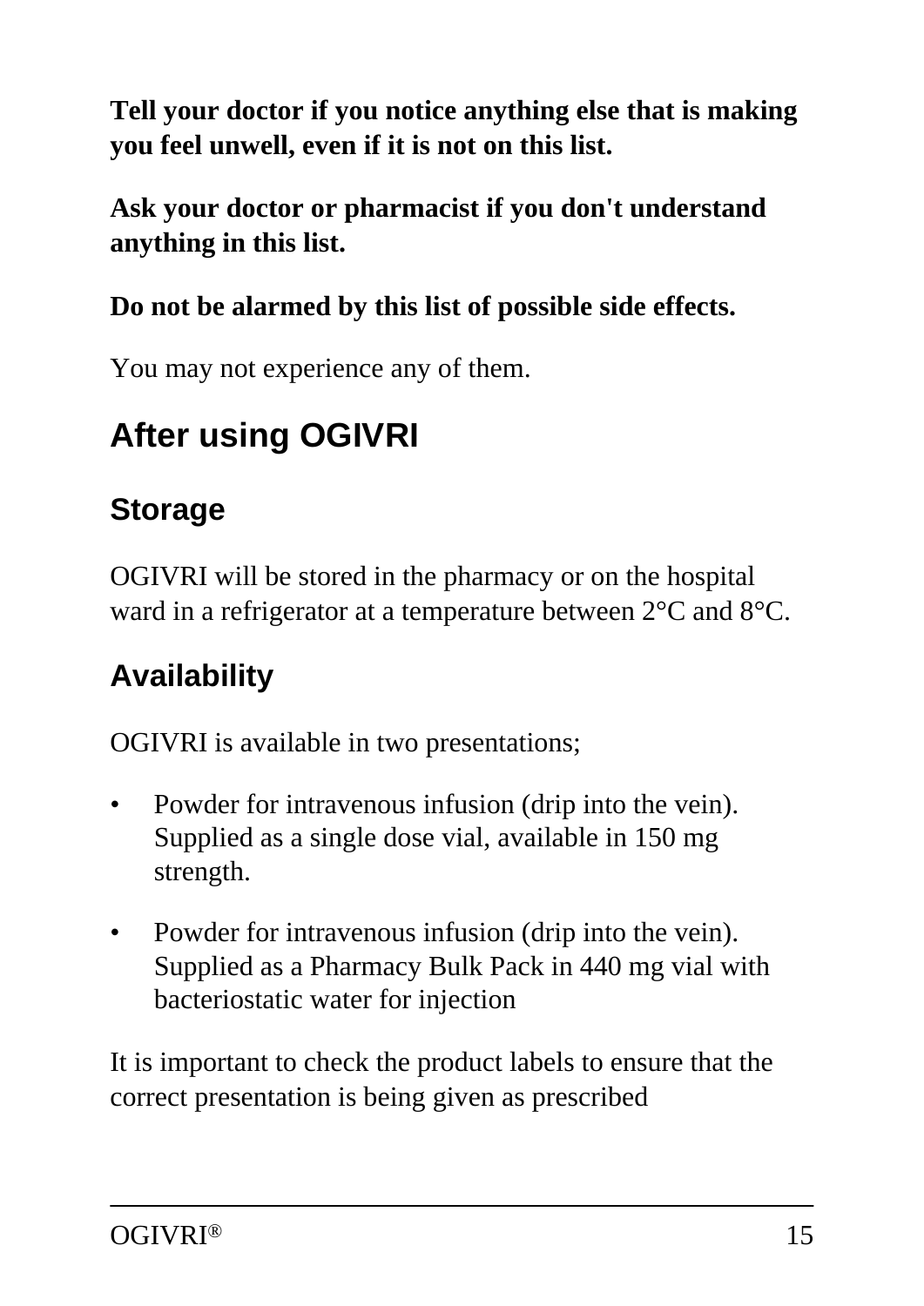**Tell your doctor if you notice anything else that is making you feel unwell, even if it is not on this list.**

**Ask your doctor or pharmacist if you don't understand anything in this list.**

**Do not be alarmed by this list of possible side effects.**

You may not experience any of them.

## After using OGIVRI

### Storage

OGIVRI will be stored in the pharmacy or on the hospital ward in a refrigerator at a temperature between 2°C and 8°C.

### Availability

OGIVRI is available in two presentations;

- Powder for intravenous infusion (drip into the vein). Supplied as a single dose vial, available in 150 mg strength.
- Powder for intravenous infusion (drip into the vein). Supplied as a Pharmacy Bulk Pack in 440 mg vial with bacteriostatic water for injection

It is important to check the product labels to ensure that the correct presentation is being given as prescribed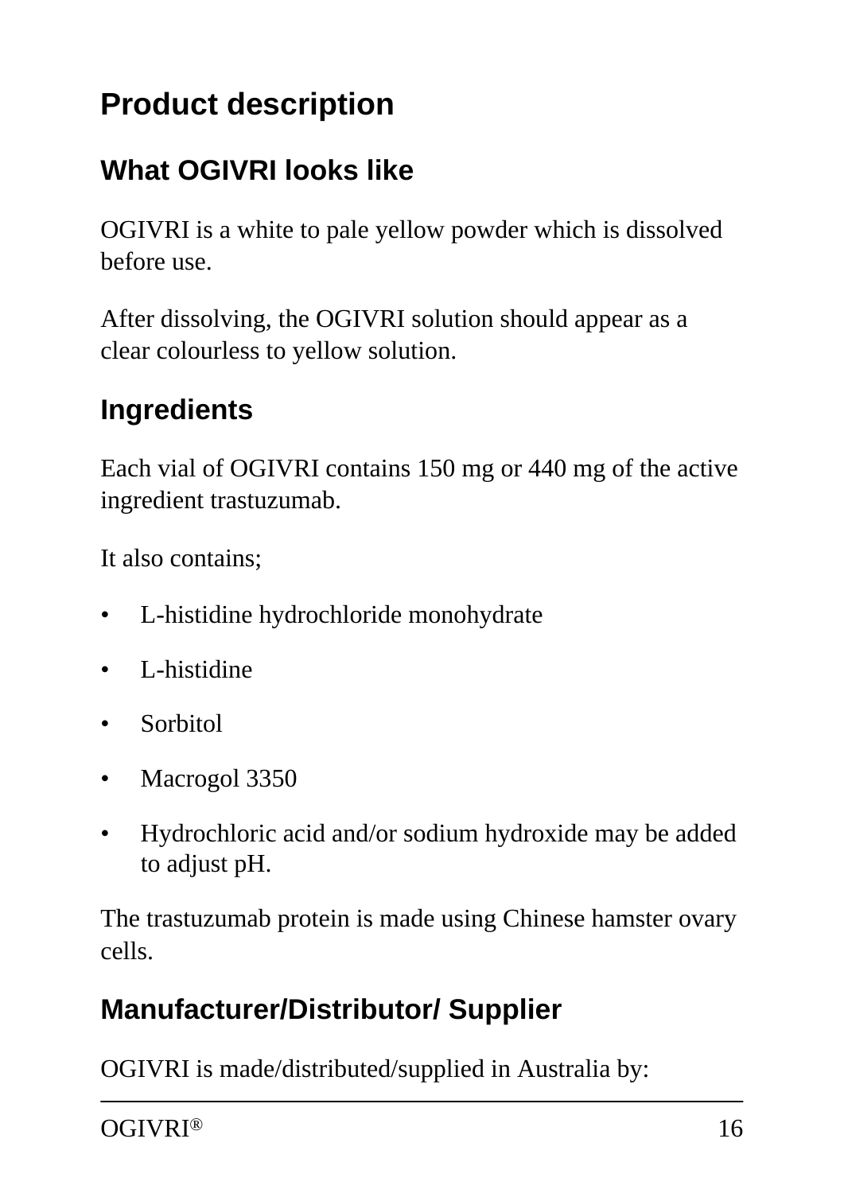## Product description

### What OGIVRI looks like

OGIVRI is a white to pale yellow powder which is dissolved before use.

After dissolving, the OGIVRI solution should appear as a clear colourless to yellow solution.

### Ingredients

Each vial of OGIVRI contains 150 mg or 440 mg of the active ingredient trastuzumab.

It also contains;

- L-histidine hydrochloride monohydrate
- L-histidine
- Sorbitol
- Macrogol 3350
- Hydrochloric acid and/or sodium hydroxide may be added to adjust pH.

The trastuzumab protein is made using Chinese hamster ovary cells.

### Manufacturer/Distributor/ Supplier

OGIVRI is made/distributed/supplied in Australia by: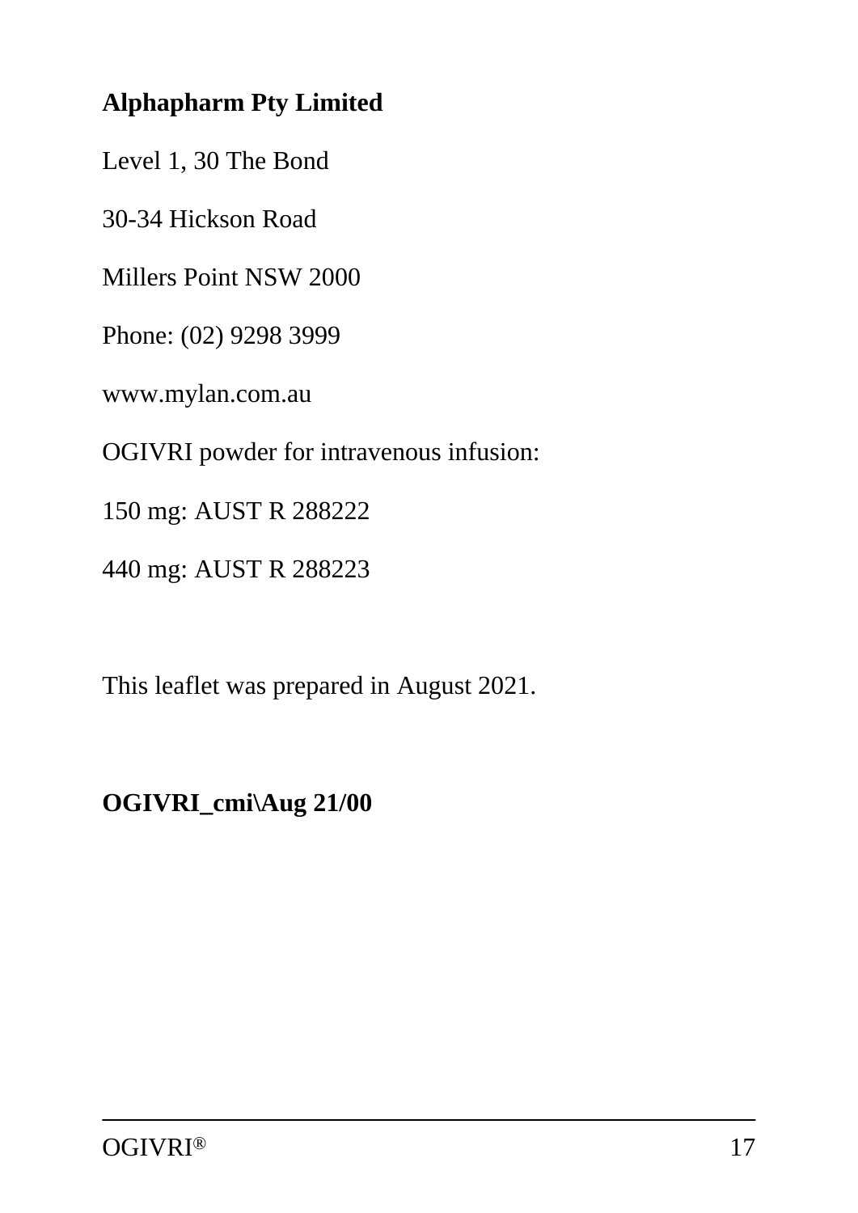**Alphapharm Pty Limited**

Level 1, 30 The Bond

30-34 Hickson Road

Millers Point NSW 2000

Phone: (02) 9298 3999

www.mylan.com.au

OGIVRI powder for intravenous infusion:

150 mg: AUST R 288222

440 mg: AUST R 288223

This leaflet was prepared in August 2021.

**OGIVRI_cmi\Aug 21/00**